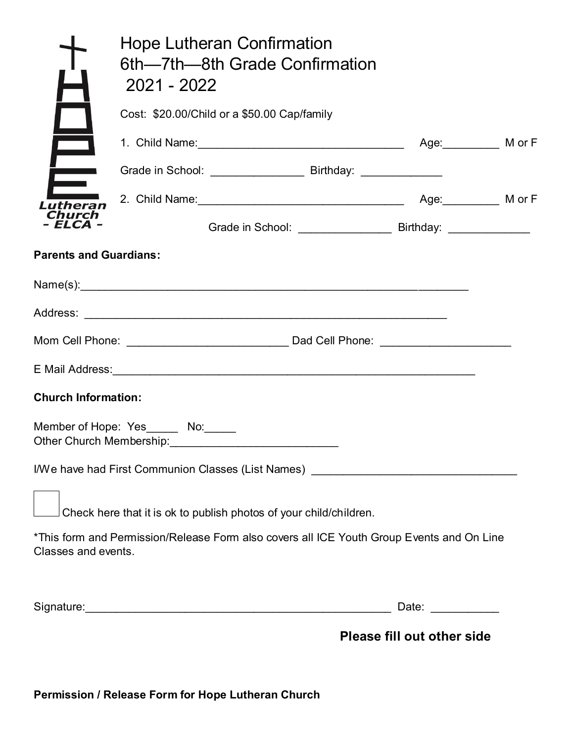# Hope Lutheran Confirmation
# 6th—7th—8th Grade Confirmation
# 2021 - 2022

Cost: $20.00/Child or a $50.00 Cap/family

1. Child Name:_________________________________ Age:_________ M or F

Grade in School: _______________ Birthday: _____________

2. Child Name:_________________________________ Age:_________ M or F

Grade in School: _______________ Birthday: _____________

**Parents and Guardians:**

Name(s):_______________________________________________________________

Address: ___________________________________________________________

Mom Cell Phone: __________________________ Dad Cell Phone: _____________________

E Mail Address:___________________________________________________________

**Church Information:**

Member of Hope: Yes_____ No:_____
Other Church Membership:___________________________

I/We have had First Communion Classes (List Names) _________________________________

☐ Check here that it is ok to publish photos of your child/children.

*This form and Permission/Release Form also covers all ICE Youth Group Events and On Line Classes and events.

Signature:__________________________________________________ Date: ___________

**Please fill out other side**

**Permission / Release Form for Hope Lutheran Church**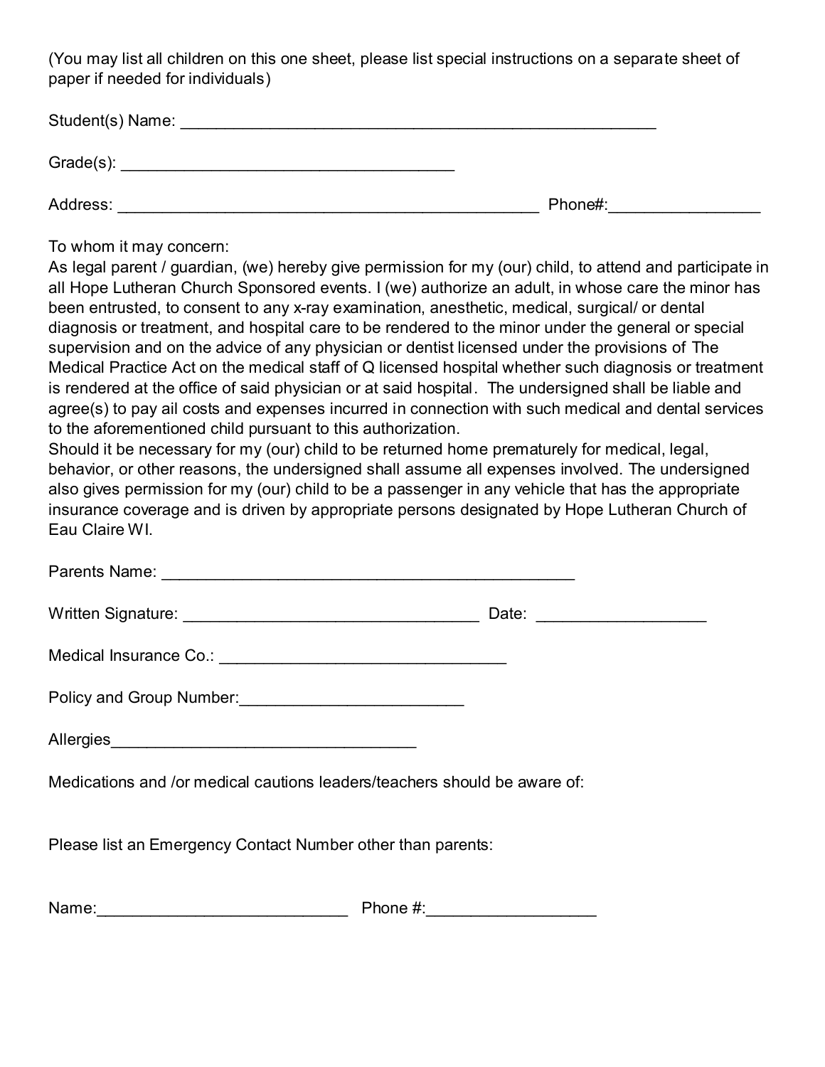(You may list all children on this one sheet, please list special instructions on a separate sheet of paper if needed for individuals)

Student(s) Name: ________________________________________________________

Grade(s): _______________________________________

Address: _________________________________________________ Phone#:_________________

To whom it may concern:
As legal parent / guardian, (we) hereby give permission for my (our) child, to attend and participate in all Hope Lutheran Church Sponsored events. I (we) authorize an adult, in whose care the minor has been entrusted, to consent to any x-ray examination, anesthetic, medical, surgical/ or dental diagnosis or treatment, and hospital care to be rendered to the minor under the general or special supervision and on the advice of any physician or dentist licensed under the provisions of The Medical Practice Act on the medical staff of Q licensed hospital whether such diagnosis or treatment is rendered at the office of said physician or at said hospital. The undersigned shall be liable and agree(s) to pay ail costs and expenses incurred in connection with such medical and dental services to the aforementioned child pursuant to this authorization.
Should it be necessary for my (our) child to be returned home prematurely for medical, legal, behavior, or other reasons, the undersigned shall assume all expenses involved. The undersigned also gives permission for my (our) child to be a passenger in any vehicle that has the appropriate insurance coverage and is driven by appropriate persons designated by Hope Lutheran Church of Eau Claire WI.

Parents Name: ________________________________________________

Written Signature: __________________________________ Date: ___________________

Medical Insurance Co.: _________________________________

Policy and Group Number:_________________________

Allergies___________________________________

Medications and /or medical cautions leaders/teachers should be aware of:

Please list an Emergency Contact Number other than parents:

Name:_____________________________ Phone #:___________________